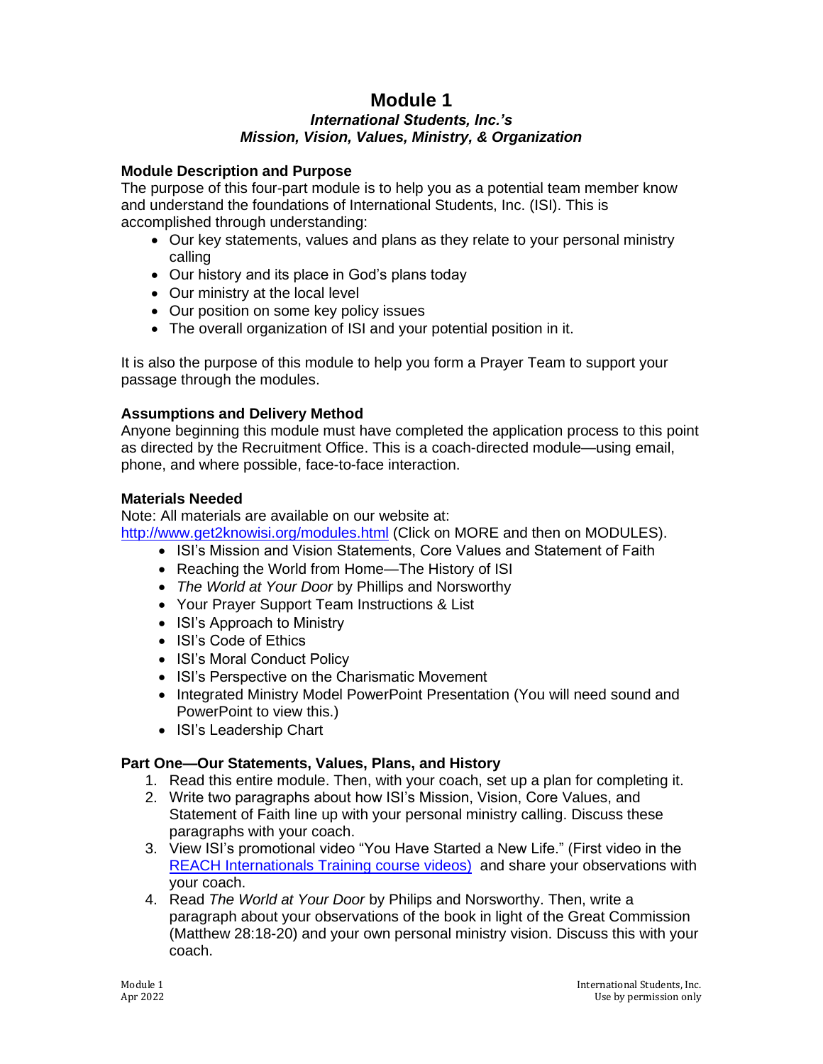# Module 1

## *International Students, Inc.'s Mission, Vision, Values, Ministry, & Organization*

### Module Description and Purpose

The purpose of this four-part module is to help you as a potential team member know and understand the foundations of International Students, Inc. (ISI). This is accomplished through understanding:

- Our key statements, values and plans as they relate to your personal ministry calling
- Our history and its place in God's plans today
- Our ministry at the local level
- Our position on some key policy issues
- The overall organization of ISI and your potential position in it.

It is also the purpose of this module to help you form a Prayer Team to support your passage through the modules.

### Assumptions and Delivery Method

Anyone beginning this module must have completed the application process to this point as directed by the Recruitment Office. This is a coach-directed module—using email, phone, and where possible, face-to-face interaction.

### Materials Needed

Note: All materials are available on our website at:
[http://www.get2knowisi.org/modules.html](http://www.get2knowisi.org/modules.html) (Click on MORE and then on MODULES).

- ISI's Mission and Vision Statements, Core Values and Statement of Faith
- Reaching the World from Home—The History of ISI
- *The World at Your Door* by Phillips and Norsworthy
- Your Prayer Support Team Instructions & List
- ISI's Approach to Ministry
- ISI's Code of Ethics
- ISI's Moral Conduct Policy
- ISI's Perspective on the Charismatic Movement
- Integrated Ministry Model PowerPoint Presentation (You will need sound and PowerPoint to view this.)
- ISI's Leadership Chart

### Part One—Our Statements, Values, Plans, and History

1. Read this entire module. Then, with your coach, set up a plan for completing it.
2. Write two paragraphs about how ISI's Mission, Vision, Core Values, and Statement of Faith line up with your personal ministry calling. Discuss these paragraphs with your coach.
3. View ISI's promotional video "You Have Started a New Life." (First video in the REACH Internationals Training course videos) and share your observations with your coach.
4. Read *The World at Your Door* by Philips and Norsworthy. Then, write a paragraph about your observations of the book in light of the Great Commission (Matthew 28:18-20) and your own personal ministry vision. Discuss this with your coach.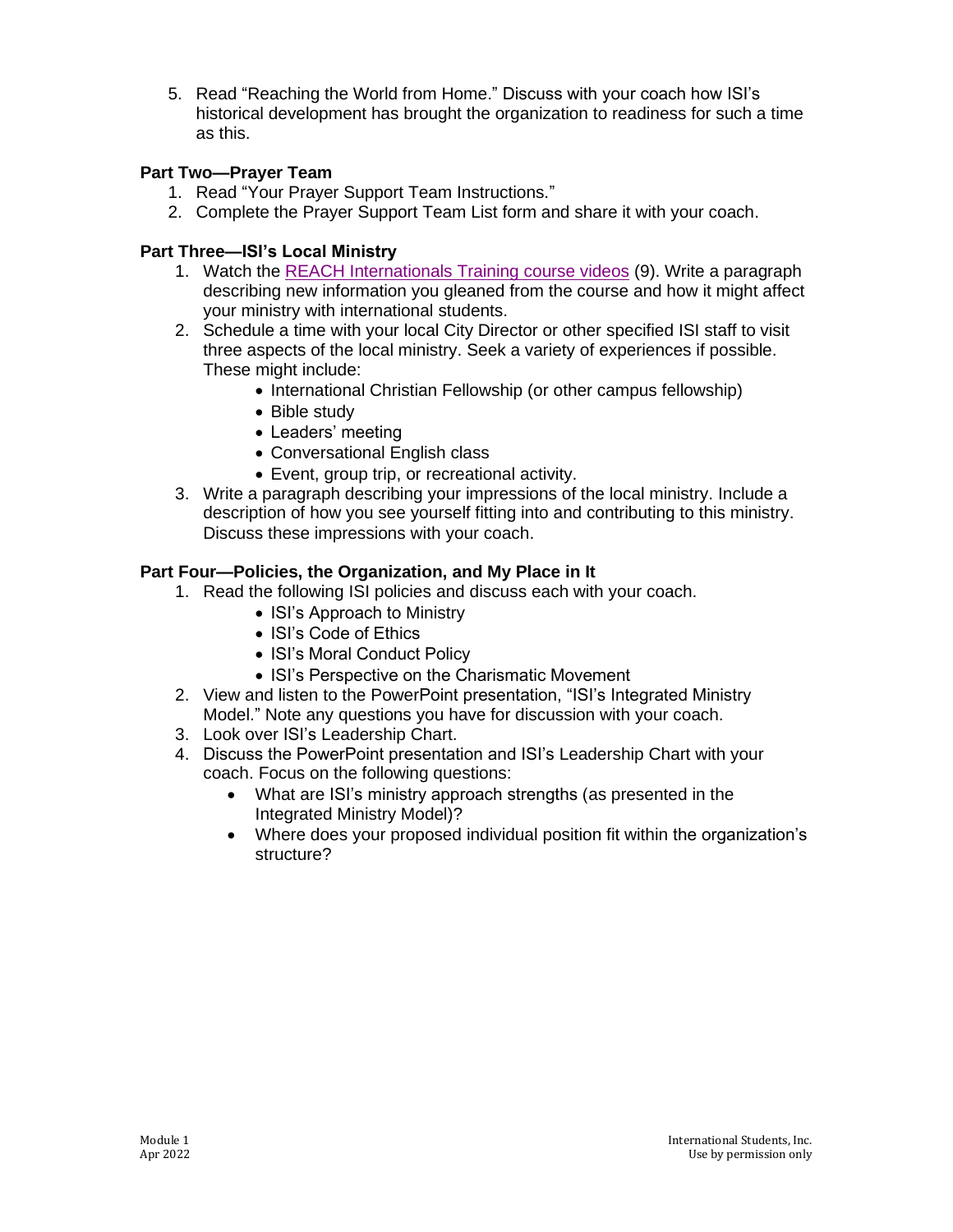5. Read "Reaching the World from Home." Discuss with your coach how ISI's historical development has brought the organization to readiness for such a time as this.

### Part Two—Prayer Team

1. Read "Your Prayer Support Team Instructions."
2. Complete the Prayer Support Team List form and share it with your coach.

### Part Three—ISI's Local Ministry

1. Watch the REACH Internationals Training course videos (9). Write a paragraph describing new information you gleaned from the course and how it might affect your ministry with international students.
2. Schedule a time with your local City Director or other specified ISI staff to visit three aspects of the local ministry. Seek a variety of experiences if possible. These might include:
    - International Christian Fellowship (or other campus fellowship)
    - Bible study
    - Leaders' meeting
    - Conversational English class
    - Event, group trip, or recreational activity.
3. Write a paragraph describing your impressions of the local ministry. Include a description of how you see yourself fitting into and contributing to this ministry. Discuss these impressions with your coach.

### Part Four—Policies, the Organization, and My Place in It

1. Read the following ISI policies and discuss each with your coach.
    - ISI's Approach to Ministry
    - ISI's Code of Ethics
    - ISI's Moral Conduct Policy
    - ISI's Perspective on the Charismatic Movement
2. View and listen to the PowerPoint presentation, "ISI's Integrated Ministry Model." Note any questions you have for discussion with your coach.
3. Look over ISI's Leadership Chart.
4. Discuss the PowerPoint presentation and ISI's Leadership Chart with your coach. Focus on the following questions:
    - What are ISI's ministry approach strengths (as presented in the Integrated Ministry Model)?
    - Where does your proposed individual position fit within the organization's structure?